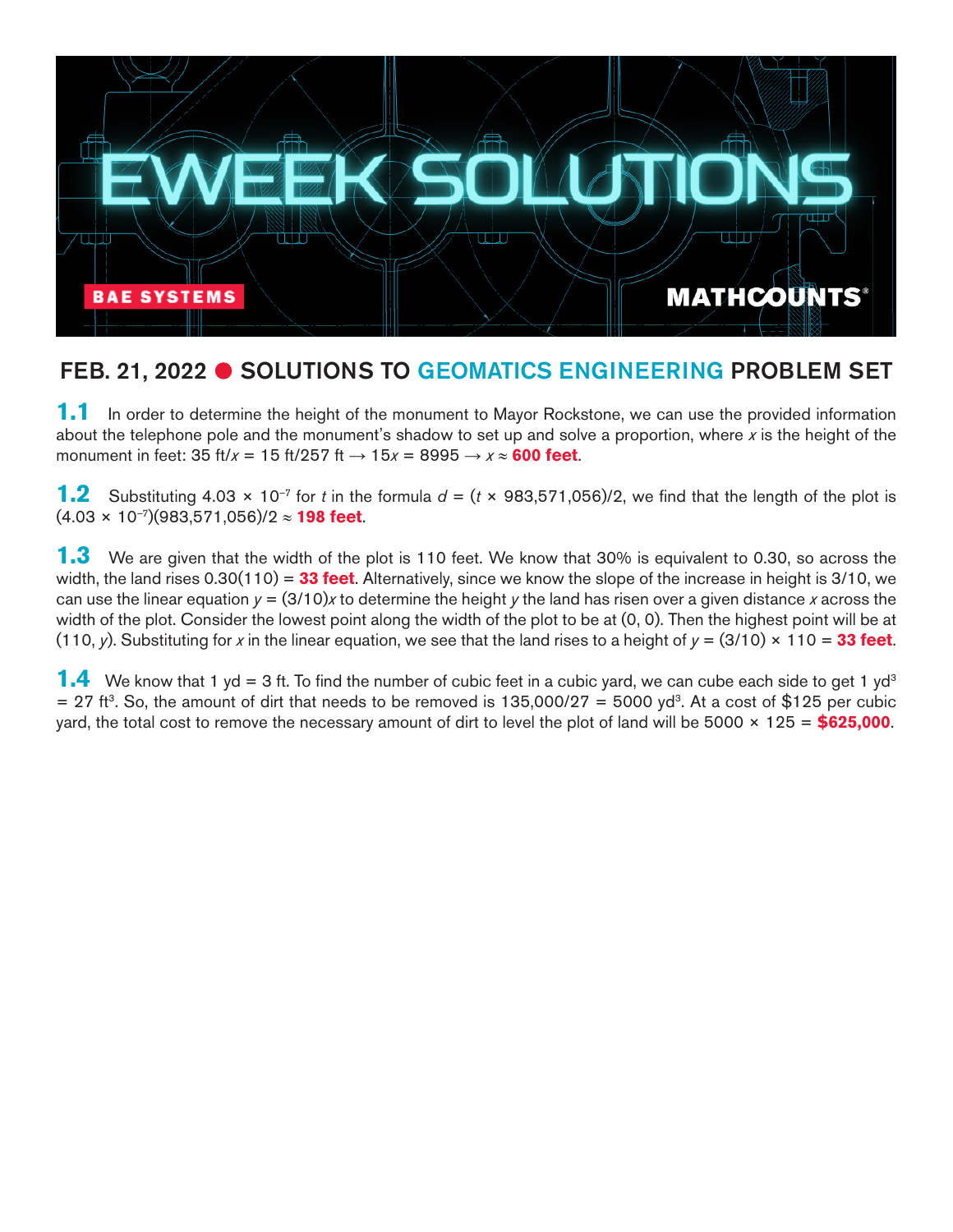# EWEEK SOLUTIONS

BAE SYSTEMS

MATHCOUNTS®

## FEB. 21, 2022 ● SOLUTIONS TO GEOMATICS ENGINEERING PROBLEM SET

**1.1** In order to determine the height of the monument to Mayor Rockstone, we can use the provided information about the telephone pole and the monument's shadow to set up and solve a proportion, where $x$ is the height of the monument in feet: 35 ft/$x$ = 15 ft/257 ft → $15x = 8995$ → $x \approx$ **600 feet**.

**1.2** Substituting $4.03 \times 10^{-7}$ for $t$ in the formula $d = (t \times 983{,}571{,}056)/2$, we find that the length of the plot is $(4.03 \times 10^{-7})(983{,}571{,}056)/2 \approx$ **198 feet**.

**1.3** We are given that the width of the plot is 110 feet. We know that 30% is equivalent to 0.30, so across the width, the land rises 0.30(110) = **33 feet**. Alternatively, since we know the slope of the increase in height is 3/10, we can use the linear equation $y = (3/10)x$ to determine the height $y$ the land has risen over a given distance $x$ across the width of the plot. Consider the lowest point along the width of the plot to be at (0, 0). Then the highest point will be at (110, $y$). Substituting for $x$ in the linear equation, we see that the land rises to a height of $y = (3/10) \times 110 =$ **33 feet**.

**1.4** We know that 1 yd = 3 ft. To find the number of cubic feet in a cubic yard, we can cube each side to get 1 $yd^3$ = 27 $ft^3$. So, the amount of dirt that needs to be removed is 135,000/27 = 5000 $yd^3$. At a cost of $125 per cubic yard, the total cost to remove the necessary amount of dirt to level the plot of land will be 5000 × 125 = **$625,000**.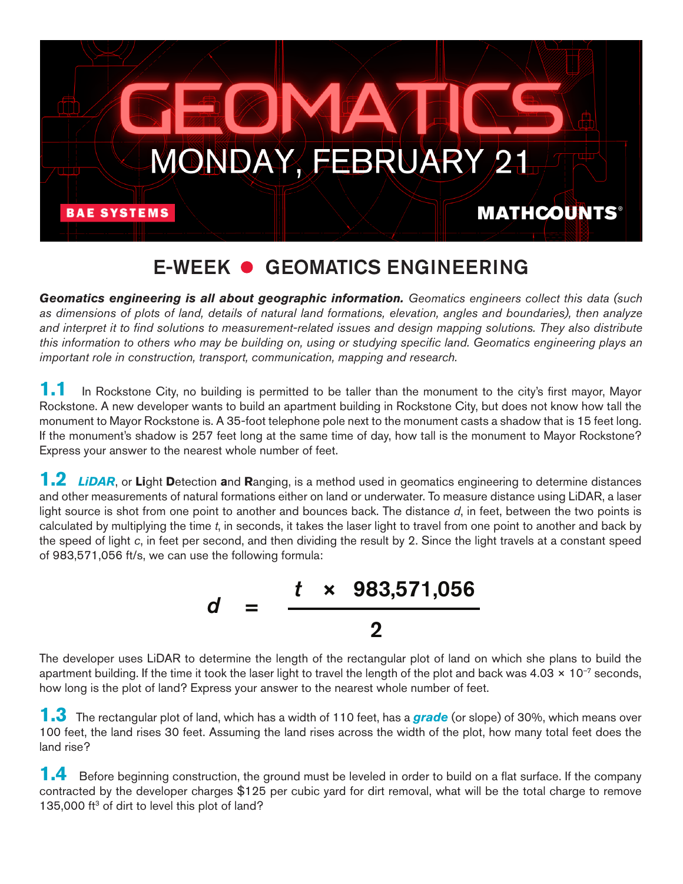# GEOMATICS

## MONDAY, FEBRUARY 21

BAE SYSTEMS

MATHCOUNTS®

## E-WEEK ● GEOMATICS ENGINEERING

***Geomatics engineering is all about geographic information.*** *Geomatics engineers collect this data (such as dimensions of plots of land, details of natural land formations, elevation, angles and boundaries), then analyze and interpret it to find solutions to measurement-related issues and design mapping solutions. They also distribute this information to others who may be building on, using or studying specific land. Geomatics engineering plays an important role in construction, transport, communication, mapping and research.*

**1.1** In Rockstone City, no building is permitted to be taller than the monument to the city's first mayor, Mayor Rockstone. A new developer wants to build an apartment building in Rockstone City, but does not know how tall the monument to Mayor Rockstone is. A 35-foot telephone pole next to the monument casts a shadow that is 15 feet long. If the monument's shadow is 257 feet long at the same time of day, how tall is the monument to Mayor Rockstone? Express your answer to the nearest whole number of feet.

**1.2** ***LiDAR***, or **Li**ght **D**etection **a**nd **R**anging, is a method used in geomatics engineering to determine distances and other measurements of natural formations either on land or underwater. To measure distance using LiDAR, a laser light source is shot from one point to another and bounces back. The distance $d$, in feet, between the two points is calculated by multiplying the time $t$, in seconds, it takes the laser light to travel from one point to another and back by the speed of light $c$, in feet per second, and then dividing the result by 2. Since the light travels at a constant speed of 983,571,056 ft/s, we can use the following formula:

$$d = \frac{t \times 983{,}571{,}056}{2}$$

The developer uses LiDAR to determine the length of the rectangular plot of land on which she plans to build the apartment building. If the time it took the laser light to travel the length of the plot and back was $4.03 \times 10^{-7}$ seconds, how long is the plot of land? Express your answer to the nearest whole number of feet.

**1.3** The rectangular plot of land, which has a width of 110 feet, has a ***grade*** (or slope) of 30%, which means over 100 feet, the land rises 30 feet. Assuming the land rises across the width of the plot, how many total feet does the land rise?

**1.4** Before beginning construction, the ground must be leveled in order to build on a flat surface. If the company contracted by the developer charges $125 per cubic yard for dirt removal, what will be the total charge to remove 135,000 $ft^3$ of dirt to level this plot of land?